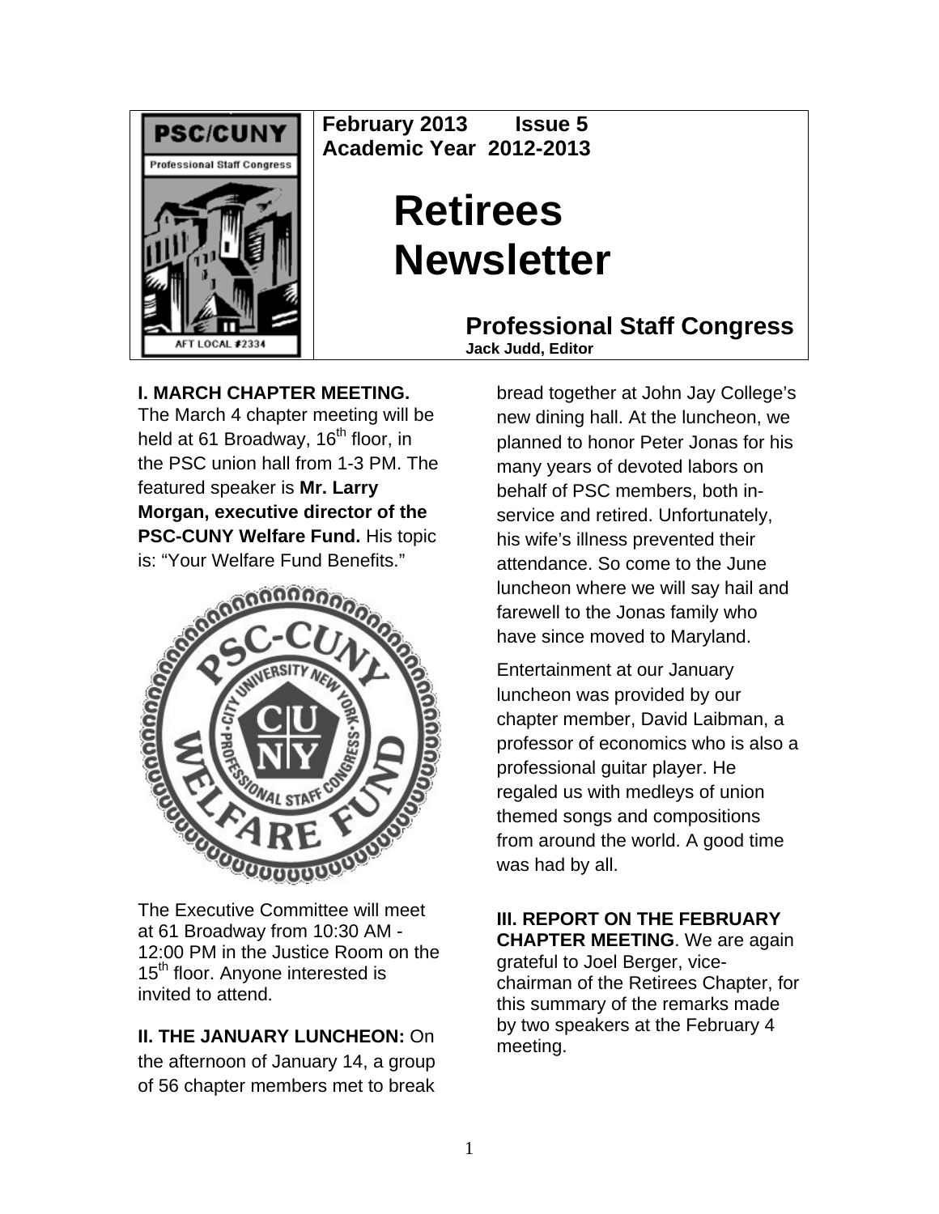**February 2013 Issue 5**
**Academic Year 2012-2013**

# Retirees Newsletter

**Professional Staff Congress**
**Jack Judd, Editor**

**I. MARCH CHAPTER MEETING.** The March 4 chapter meeting will be held at 61 Broadway, 16th floor, in the PSC union hall from 1-3 PM. The featured speaker is **Mr. Larry Morgan, executive director of the PSC-CUNY Welfare Fund.** His topic is: "Your Welfare Fund Benefits."

The Executive Committee will meet at 61 Broadway from 10:30 AM - 12:00 PM in the Justice Room on the 15th floor. Anyone interested is invited to attend.

**II. THE JANUARY LUNCHEON:** On the afternoon of January 14, a group of 56 chapter members met to break bread together at John Jay College's new dining hall. At the luncheon, we planned to honor Peter Jonas for his many years of devoted labors on behalf of PSC members, both in-service and retired. Unfortunately, his wife's illness prevented their attendance. So come to the June luncheon where we will say hail and farewell to the Jonas family who have since moved to Maryland.

Entertainment at our January luncheon was provided by our chapter member, David Laibman, a professor of economics who is also a professional guitar player. He regaled us with medleys of union themed songs and compositions from around the world. A good time was had by all.

**III. REPORT ON THE FEBRUARY CHAPTER MEETING**. We are again grateful to Joel Berger, vice-chairman of the Retirees Chapter, for this summary of the remarks made by two speakers at the February 4 meeting.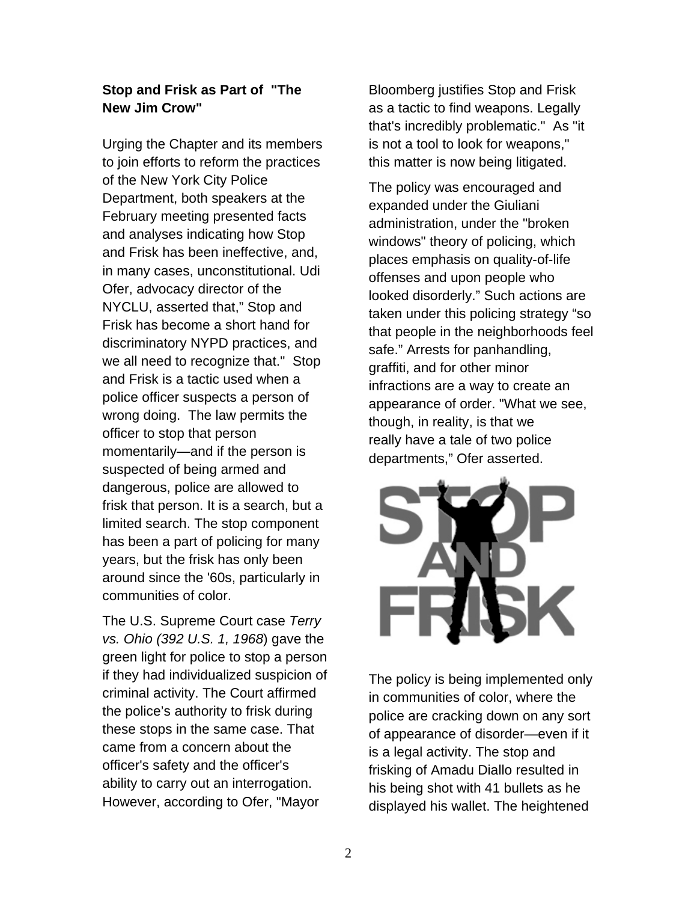**Stop and Frisk as Part of "The New Jim Crow"**

Urging the Chapter and its members to join efforts to reform the practices of the New York City Police Department, both speakers at the February meeting presented facts and analyses indicating how Stop and Frisk has been ineffective, and, in many cases, unconstitutional. Udi Ofer, advocacy director of the NYCLU, asserted that," Stop and Frisk has become a short hand for discriminatory NYPD practices, and we all need to recognize that." Stop and Frisk is a tactic used when a police officer suspects a person of wrong doing. The law permits the officer to stop that person momentarily—and if the person is suspected of being armed and dangerous, police are allowed to frisk that person. It is a search, but a limited search. The stop component has been a part of policing for many years, but the frisk has only been around since the '60s, particularly in communities of color.

The U.S. Supreme Court case *Terry vs. Ohio (392 U.S. 1, 1968*) gave the green light for police to stop a person if they had individualized suspicion of criminal activity. The Court affirmed the police's authority to frisk during these stops in the same case. That came from a concern about the officer's safety and the officer's ability to carry out an interrogation. However, according to Ofer, "Mayor Bloomberg justifies Stop and Frisk as a tactic to find weapons. Legally that's incredibly problematic." As "it is not a tool to look for weapons," this matter is now being litigated.

The policy was encouraged and expanded under the Giuliani administration, under the "broken windows" theory of policing, which places emphasis on quality-of-life offenses and upon people who looked disorderly." Such actions are taken under this policing strategy "so that people in the neighborhoods feel safe." Arrests for panhandling, graffiti, and for other minor infractions are a way to create an appearance of order. "What we see, though, in reality, is that we really have a tale of two police departments," Ofer asserted.

The policy is being implemented only in communities of color, where the police are cracking down on any sort of appearance of disorder—even if it is a legal activity. The stop and frisking of Amadu Diallo resulted in his being shot with 41 bullets as he displayed his wallet. The heightened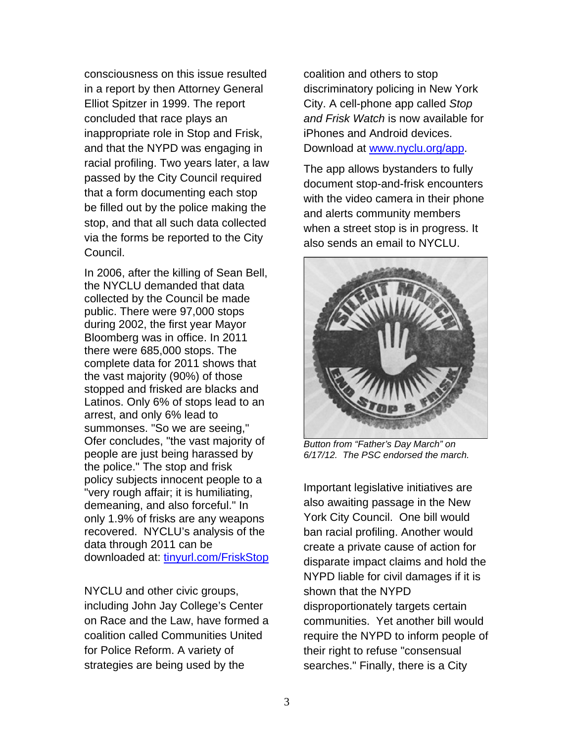consciousness on this issue resulted in a report by then Attorney General Elliot Spitzer in 1999. The report concluded that race plays an inappropriate role in Stop and Frisk, and that the NYPD was engaging in racial profiling. Two years later, a law passed by the City Council required that a form documenting each stop be filled out by the police making the stop, and that all such data collected via the forms be reported to the City Council.

In 2006, after the killing of Sean Bell, the NYCLU demanded that data collected by the Council be made public. There were 97,000 stops during 2002, the first year Mayor Bloomberg was in office. In 2011 there were 685,000 stops. The complete data for 2011 shows that the vast majority (90%) of those stopped and frisked are blacks and Latinos. Only 6% of stops lead to an arrest, and only 6% lead to summonses. "So we are seeing," Ofer concludes, "the vast majority of people are just being harassed by the police." The stop and frisk policy subjects innocent people to a "very rough affair; it is humiliating, demeaning, and also forceful." In only 1.9% of frisks are any weapons recovered. NYCLU's analysis of the data through 2011 can be downloaded at: tinyurl.com/FriskStop

NYCLU and other civic groups, including John Jay College's Center on Race and the Law, have formed a coalition called Communities United for Police Reform. A variety of strategies are being used by the coalition and others to stop discriminatory policing in New York City. A cell-phone app called *Stop and Frisk Watch* is now available for iPhones and Android devices. Download at www.nyclu.org/app.

The app allows bystanders to fully document stop-and-frisk encounters with the video camera in their phone and alerts community members when a street stop is in progress. It also sends an email to NYCLU.

*Button from "Father's Day March" on 6/17/12. The PSC endorsed the march.*

Important legislative initiatives are also awaiting passage in the New York City Council. One bill would ban racial profiling. Another would create a private cause of action for disparate impact claims and hold the NYPD liable for civil damages if it is shown that the NYPD disproportionately targets certain communities. Yet another bill would require the NYPD to inform people of their right to refuse "consensual searches." Finally, there is a City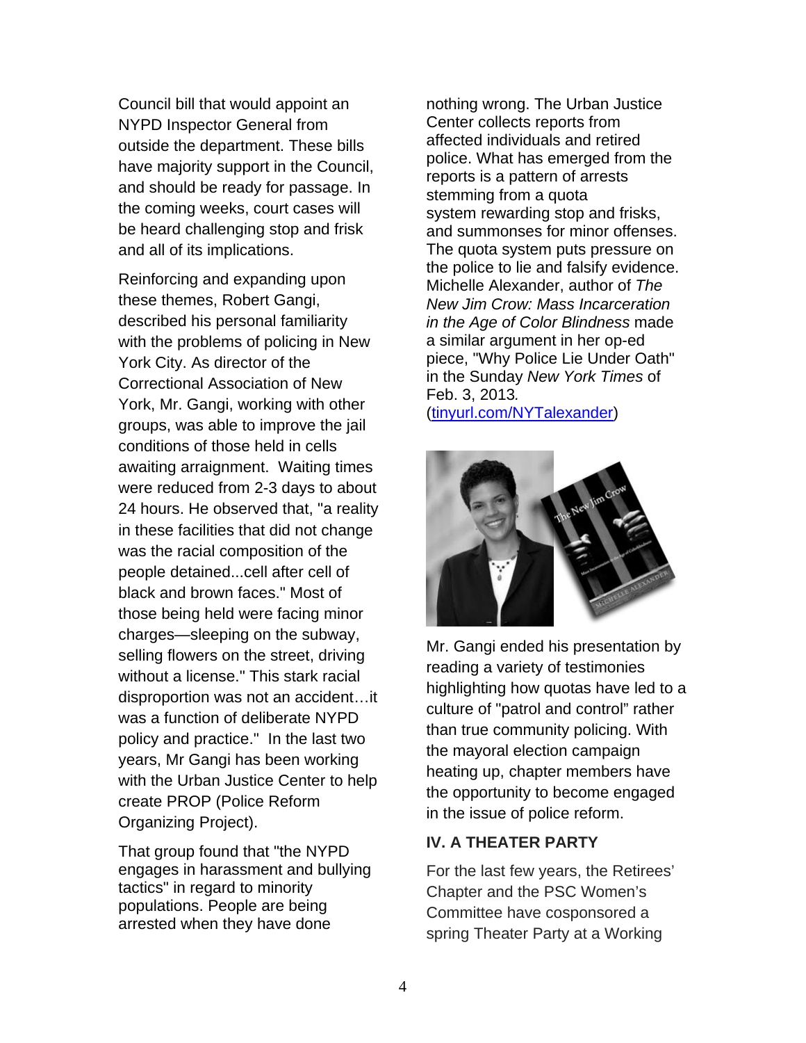Council bill that would appoint an NYPD Inspector General from outside the department. These bills have majority support in the Council, and should be ready for passage. In the coming weeks, court cases will be heard challenging stop and frisk and all of its implications.

Reinforcing and expanding upon these themes, Robert Gangi, described his personal familiarity with the problems of policing in New York City. As director of the Correctional Association of New York, Mr. Gangi, working with other groups, was able to improve the jail conditions of those held in cells awaiting arraignment. Waiting times were reduced from 2-3 days to about 24 hours. He observed that, "a reality in these facilities that did not change was the racial composition of the people detained...cell after cell of black and brown faces." Most of those being held were facing minor charges—sleeping on the subway, selling flowers on the street, driving without a license." This stark racial disproportion was not an accident…it was a function of deliberate NYPD policy and practice." In the last two years, Mr Gangi has been working with the Urban Justice Center to help create PROP (Police Reform Organizing Project).

That group found that "the NYPD engages in harassment and bullying tactics" in regard to minority populations. People are being arrested when they have done nothing wrong. The Urban Justice Center collects reports from affected individuals and retired police. What has emerged from the reports is a pattern of arrests stemming from a quota system rewarding stop and frisks, and summonses for minor offenses. The quota system puts pressure on the police to lie and falsify evidence. Michelle Alexander, author of *The New Jim Crow: Mass Incarceration in the Age of Color Blindness* made a similar argument in her op-ed piece, "Why Police Lie Under Oath" in the Sunday *New York Times* of Feb. 3, 2013. (tinyurl.com/NYTalexander)

Mr. Gangi ended his presentation by reading a variety of testimonies highlighting how quotas have led to a culture of "patrol and control" rather than true community policing. With the mayoral election campaign heating up, chapter members have the opportunity to become engaged in the issue of police reform.

### IV. A THEATER PARTY

For the last few years, the Retirees' Chapter and the PSC Women's Committee have cosponsored a spring Theater Party at a Working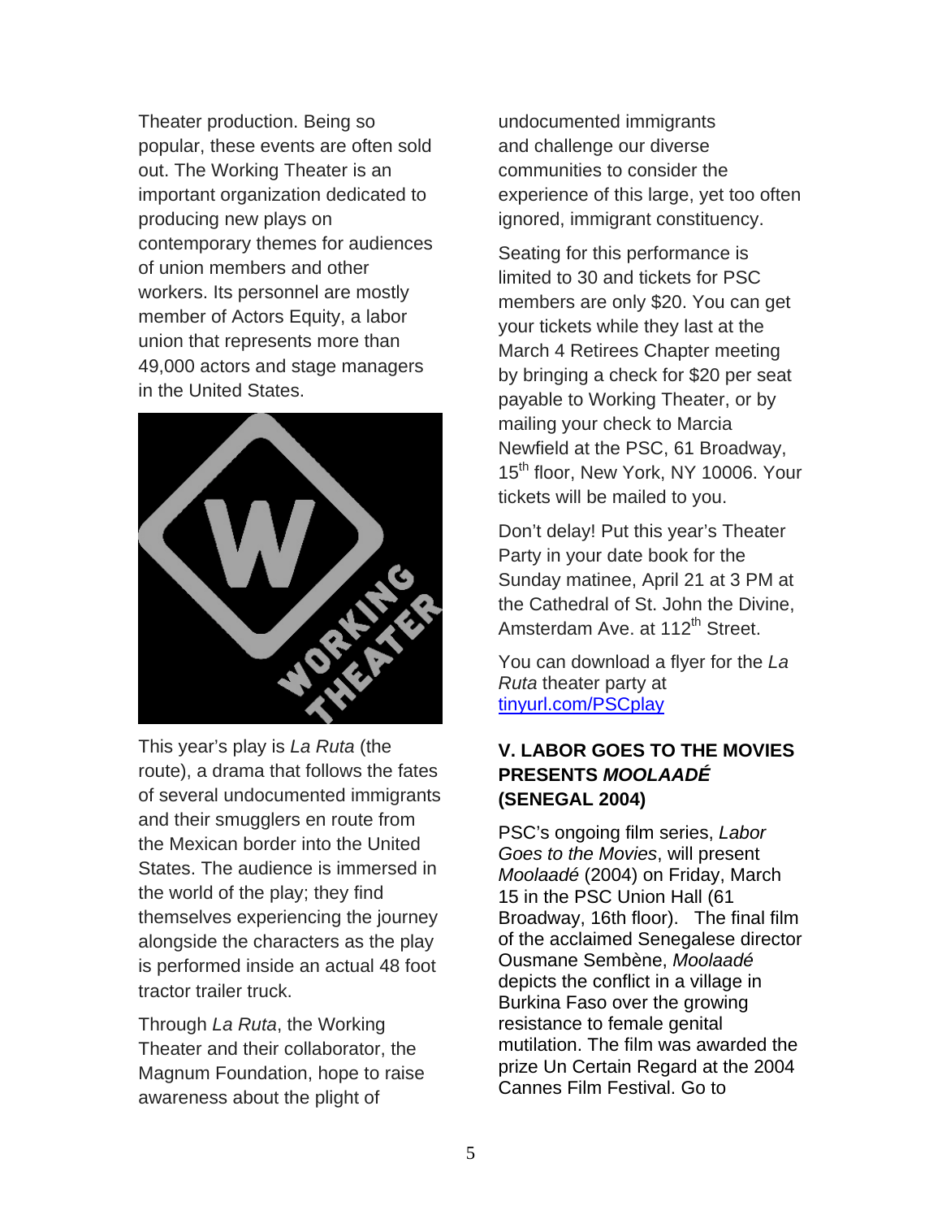Theater production. Being so popular, these events are often sold out. The Working Theater is an important organization dedicated to producing new plays on contemporary themes for audiences of union members and other workers. Its personnel are mostly member of Actors Equity, a labor union that represents more than 49,000 actors and stage managers in the United States.

This year's play is *La Ruta* (the route), a drama that follows the fates of several undocumented immigrants and their smugglers en route from the Mexican border into the United States. The audience is immersed in the world of the play; they find themselves experiencing the journey alongside the characters as the play is performed inside an actual 48 foot tractor trailer truck.

Through *La Ruta*, the Working Theater and their collaborator, the Magnum Foundation, hope to raise awareness about the plight of undocumented immigrants and challenge our diverse communities to consider the experience of this large, yet too often ignored, immigrant constituency.

Seating for this performance is limited to 30 and tickets for PSC members are only $20. You can get your tickets while they last at the March 4 Retirees Chapter meeting by bringing a check for $20 per seat payable to Working Theater, or by mailing your check to Marcia Newfield at the PSC, 61 Broadway, 15th floor, New York, NY 10006. Your tickets will be mailed to you.

Don't delay! Put this year's Theater Party in your date book for the Sunday matinee, April 21 at 3 PM at the Cathedral of St. John the Divine, Amsterdam Ave. at 112th Street.

You can download a flyer for the *La Ruta* theater party at [tinyurl.com/PSCplay](tinyurl.com/PSCplay)

### V. LABOR GOES TO THE MOVIES PRESENTS *MOOLAADÉ* (SENEGAL 2004)

PSC's ongoing film series, *Labor Goes to the Movies*, will present *Moolaadé* (2004) on Friday, March 15 in the PSC Union Hall (61 Broadway, 16th floor). The final film of the acclaimed Senegalese director Ousmane Sembène, *Moolaadé* depicts the conflict in a village in Burkina Faso over the growing resistance to female genital mutilation. The film was awarded the prize Un Certain Regard at the 2004 Cannes Film Festival. Go to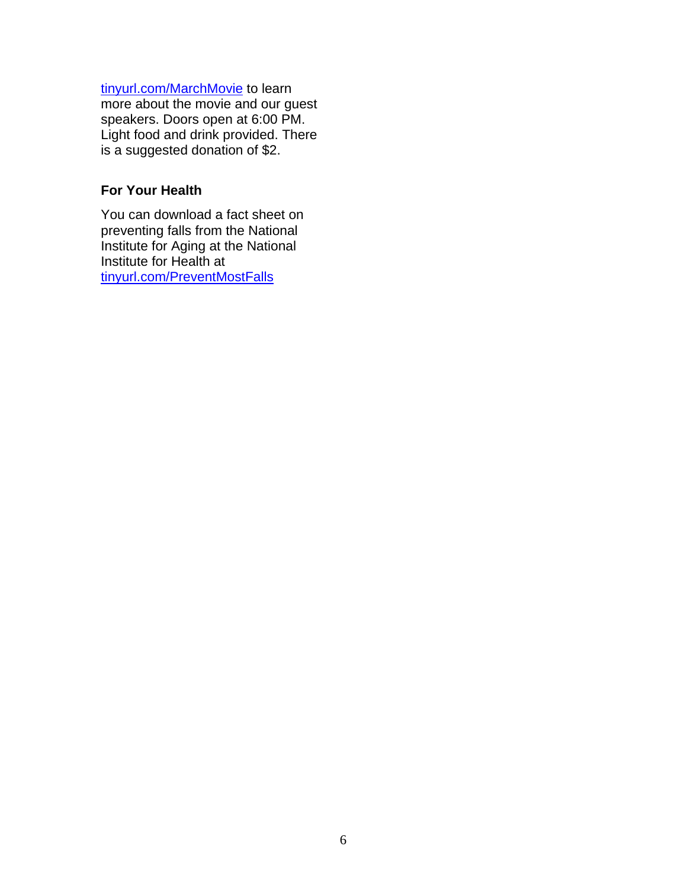tinyurl.com/MarchMovie to learn more about the movie and our guest speakers. Doors open at 6:00 PM. Light food and drink provided. There is a suggested donation of $2.

### For Your Health

You can download a fact sheet on preventing falls from the National Institute for Aging at the National Institute for Health at tinyurl.com/PreventMostFalls